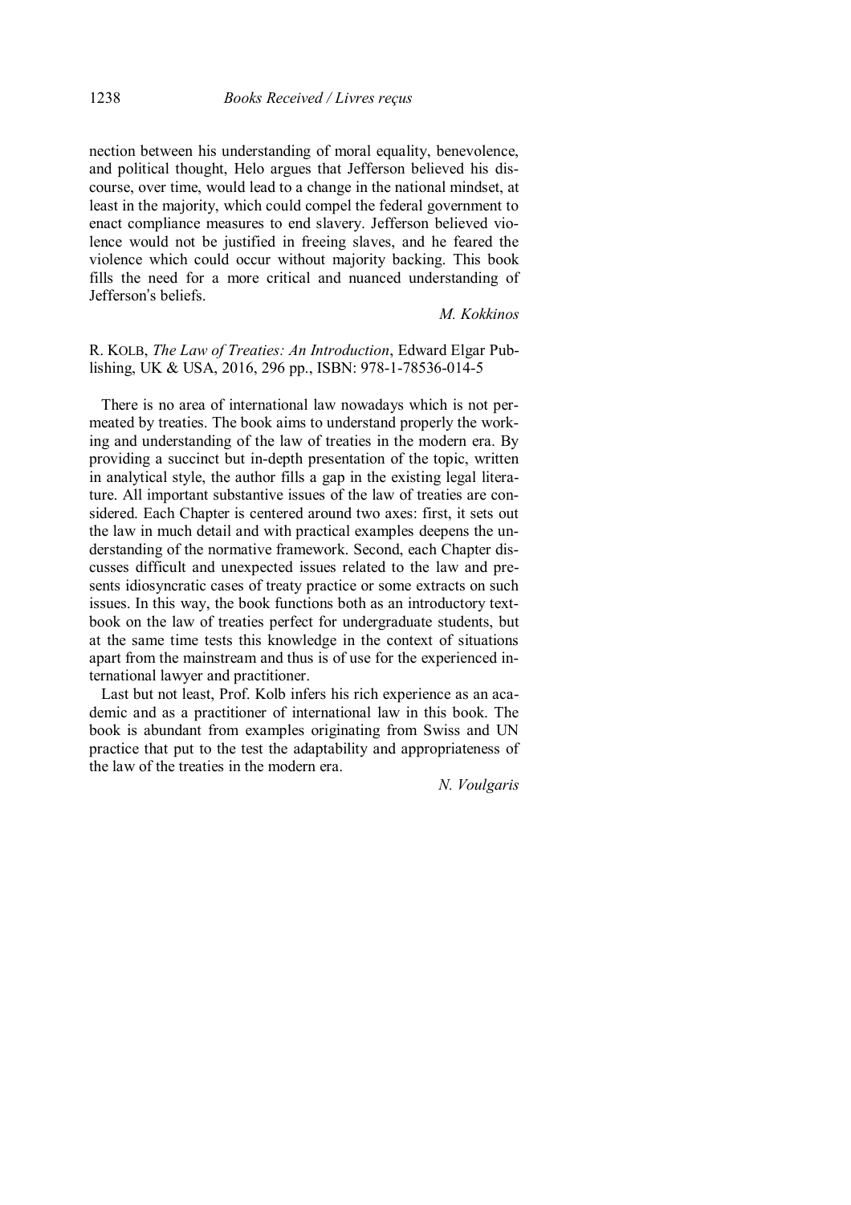nection between his understanding of moral equality, benevolence, and political thought, Helo argues that Jefferson believed his discourse, over time, would lead to a change in the national mindset, at least in the majority, which could compel the federal government to enact compliance measures to end slavery. Jefferson believed violence would not be justified in freeing slaves, and he feared the violence which could occur without majority backing. This book fills the need for a more critical and nuanced understanding of Jefferson's beliefs.

*M. Kokkinos*

R. KOLB, *The Law of Treaties: An Introduction*, Edward Elgar Publishing, UK & USA, 2016, 296 pp., ISBN: 978-1-78536-014-5

There is no area of international law nowadays which is not permeated by treaties. The book aims to understand properly the working and understanding of the law of treaties in the modern era. By providing a succinct but in-depth presentation of the topic, written in analytical style, the author fills a gap in the existing legal literature. All important substantive issues of the law of treaties are considered. Each Chapter is centered around two axes: first, it sets out the law in much detail and with practical examples deepens the understanding of the normative framework. Second, each Chapter discusses difficult and unexpected issues related to the law and presents idiosyncratic cases of treaty practice or some extracts on such issues. In this way, the book functions both as an introductory textbook on the law of treaties perfect for undergraduate students, but at the same time tests this knowledge in the context of situations apart from the mainstream and thus is of use for the experienced international lawyer and practitioner.

Last but not least, Prof. Kolb infers his rich experience as an academic and as a practitioner of international law in this book. The book is abundant from examples originating from Swiss and UN practice that put to the test the adaptability and appropriateness of the law of the treaties in the modern era.

*N. Voulgaris*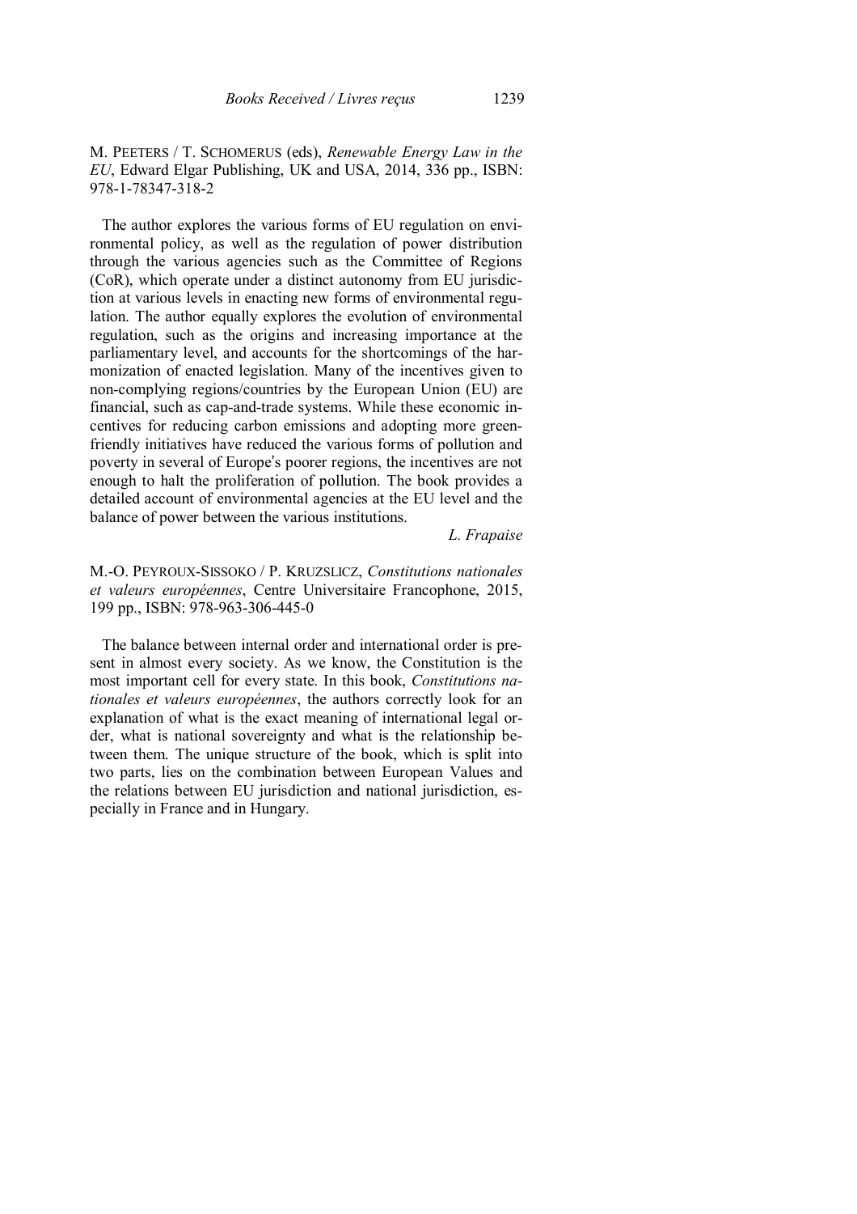M. PEETERS / T. SCHOMERUS (eds), *Renewable Energy Law in the EU*, Edward Elgar Publishing, UK and USA, 2014, 336 pp., ISBN: 978-1-78347-318-2

The author explores the various forms of EU regulation on environmental policy, as well as the regulation of power distribution through the various agencies such as the Committee of Regions (CoR), which operate under a distinct autonomy from EU jurisdiction at various levels in enacting new forms of environmental regulation. The author equally explores the evolution of environmental regulation, such as the origins and increasing importance at the parliamentary level, and accounts for the shortcomings of the harmonization of enacted legislation. Many of the incentives given to non-complying regions/countries by the European Union (EU) are financial, such as cap-and-trade systems. While these economic incentives for reducing carbon emissions and adopting more green-friendly initiatives have reduced the various forms of pollution and poverty in several of Europe's poorer regions, the incentives are not enough to halt the proliferation of pollution. The book provides a detailed account of environmental agencies at the EU level and the balance of power between the various institutions.

*L. Frapaise*

M.-O. PEYROUX-SISSOKO / P. KRUZSLICZ, *Constitutions nationales et valeurs européennes*, Centre Universitaire Francophone, 2015, 199 pp., ISBN: 978-963-306-445-0

The balance between internal order and international order is present in almost every society. As we know, the Constitution is the most important cell for every state. In this book, *Constitutions nationales et valeurs européennes*, the authors correctly look for an explanation of what is the exact meaning of international legal order, what is national sovereignty and what is the relationship between them. The unique structure of the book, which is split into two parts, lies on the combination between European Values and the relations between EU jurisdiction and national jurisdiction, especially in France and in Hungary.